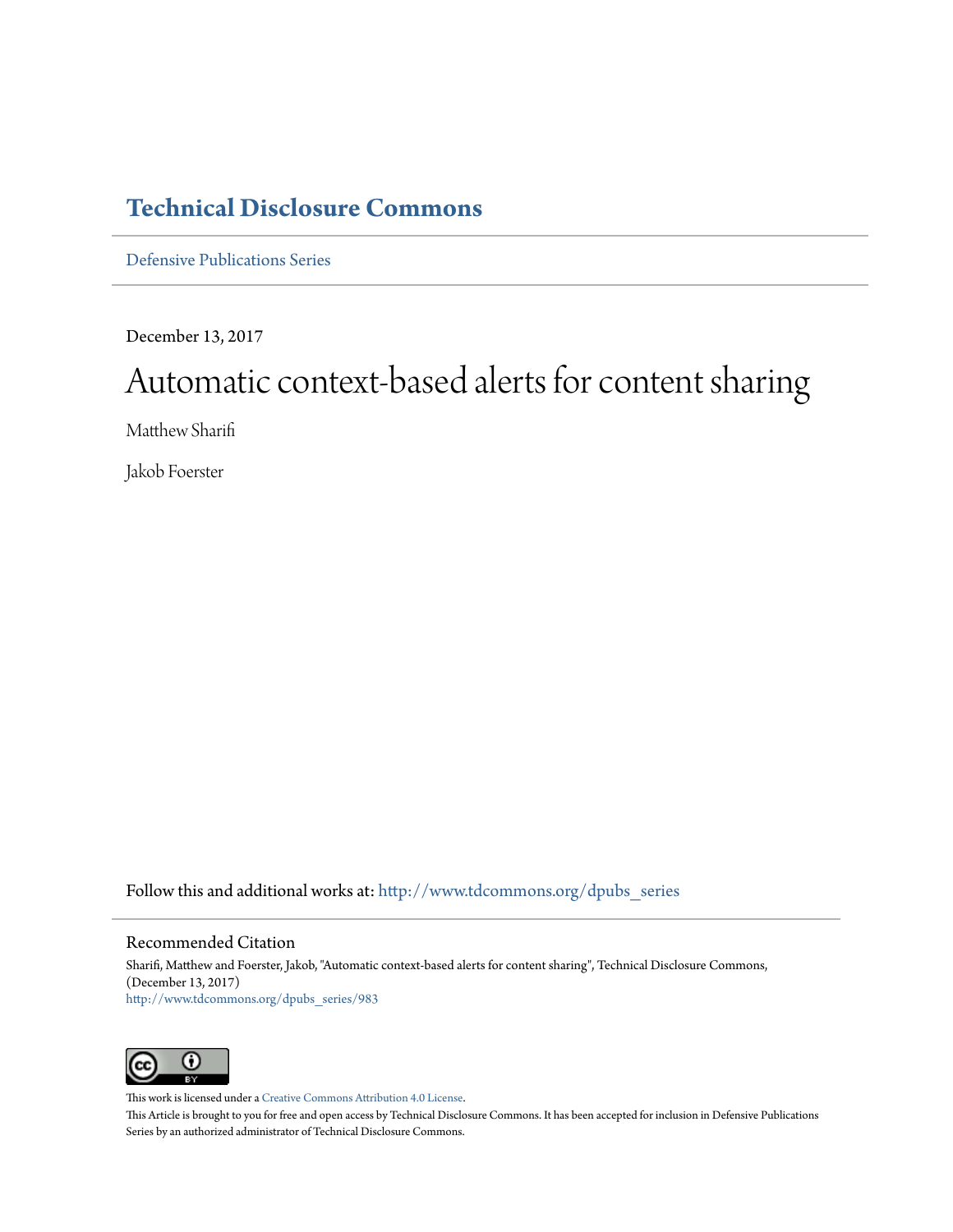# Technical Disclosure Commons

Defensive Publications Series

December 13, 2017

# Automatic context-based alerts for content sharing

Matthew Sharifi

Jakob Foerster

Follow this and additional works at: http://www.tdcommons.org/dpubs_series

## Recommended Citation

Sharifi, Matthew and Foerster, Jakob, "Automatic context-based alerts for content sharing", Technical Disclosure Commons, (December 13, 2017)
http://www.tdcommons.org/dpubs_series/983

This work is licensed under a Creative Commons Attribution 4.0 License.
This Article is brought to you for free and open access by Technical Disclosure Commons. It has been accepted for inclusion in Defensive Publications Series by an authorized administrator of Technical Disclosure Commons.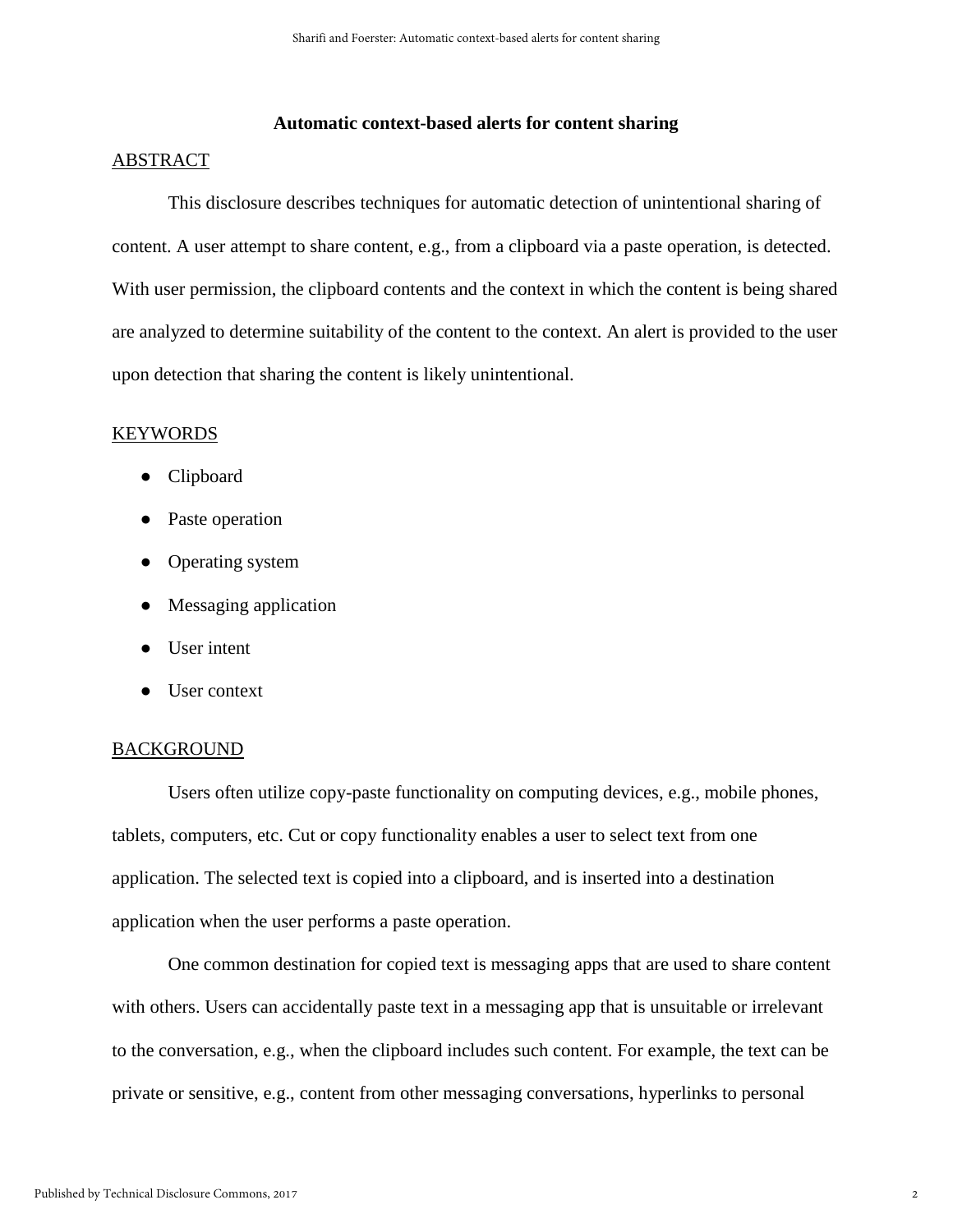# Automatic context-based alerts for content sharing

## ABSTRACT

This disclosure describes techniques for automatic detection of unintentional sharing of content. A user attempt to share content, e.g., from a clipboard via a paste operation, is detected. With user permission, the clipboard contents and the context in which the content is being shared are analyzed to determine suitability of the content to the context. An alert is provided to the user upon detection that sharing the content is likely unintentional.

## KEYWORDS

- Clipboard
- Paste operation
- Operating system
- Messaging application
- User intent
- User context

## BACKGROUND

Users often utilize copy-paste functionality on computing devices, e.g., mobile phones, tablets, computers, etc. Cut or copy functionality enables a user to select text from one application. The selected text is copied into a clipboard, and is inserted into a destination application when the user performs a paste operation.

One common destination for copied text is messaging apps that are used to share content with others. Users can accidentally paste text in a messaging app that is unsuitable or irrelevant to the conversation, e.g., when the clipboard includes such content. For example, the text can be private or sensitive, e.g., content from other messaging conversations, hyperlinks to personal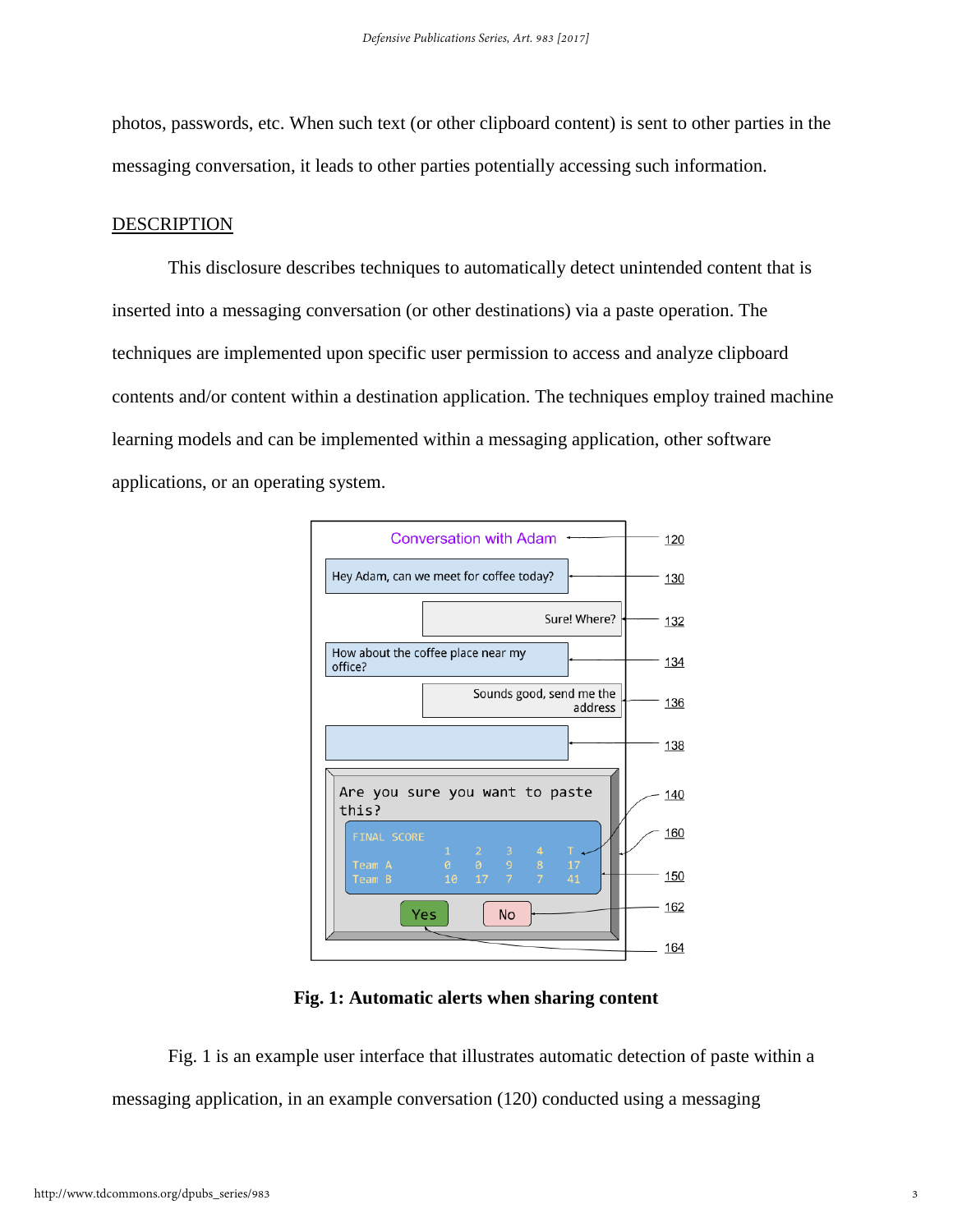photos, passwords, etc. When such text (or other clipboard content) is sent to other parties in the messaging conversation, it leads to other parties potentially accessing such information.

## DESCRIPTION

This disclosure describes techniques to automatically detect unintended content that is inserted into a messaging conversation (or other destinations) via a paste operation. The techniques are implemented upon specific user permission to access and analyze clipboard contents and/or content within a destination application. The techniques employ trained machine learning models and can be implemented within a messaging application, other software applications, or an operating system.

**Fig. 1: Automatic alerts when sharing content**

Fig. 1 is an example user interface that illustrates automatic detection of paste within a messaging application, in an example conversation (120) conducted using a messaging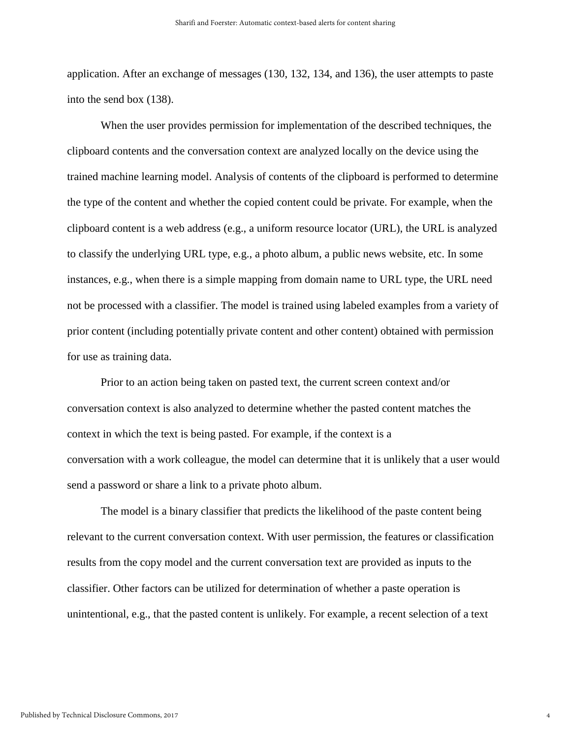application. After an exchange of messages (130, 132, 134, and 136), the user attempts to paste into the send box (138).

When the user provides permission for implementation of the described techniques, the clipboard contents and the conversation context are analyzed locally on the device using the trained machine learning model. Analysis of contents of the clipboard is performed to determine the type of the content and whether the copied content could be private. For example, when the clipboard content is a web address (e.g., a uniform resource locator (URL), the URL is analyzed to classify the underlying URL type, e.g., a photo album, a public news website, etc. In some instances, e.g., when there is a simple mapping from domain name to URL type, the URL need not be processed with a classifier. The model is trained using labeled examples from a variety of prior content (including potentially private content and other content) obtained with permission for use as training data.

Prior to an action being taken on pasted text, the current screen context and/or conversation context is also analyzed to determine whether the pasted content matches the context in which the text is being pasted. For example, if the context is a conversation with a work colleague, the model can determine that it is unlikely that a user would send a password or share a link to a private photo album.

The model is a binary classifier that predicts the likelihood of the paste content being relevant to the current conversation context. With user permission, the features or classification results from the copy model and the current conversation text are provided as inputs to the classifier. Other factors can be utilized for determination of whether a paste operation is unintentional, e.g., that the pasted content is unlikely. For example, a recent selection of a text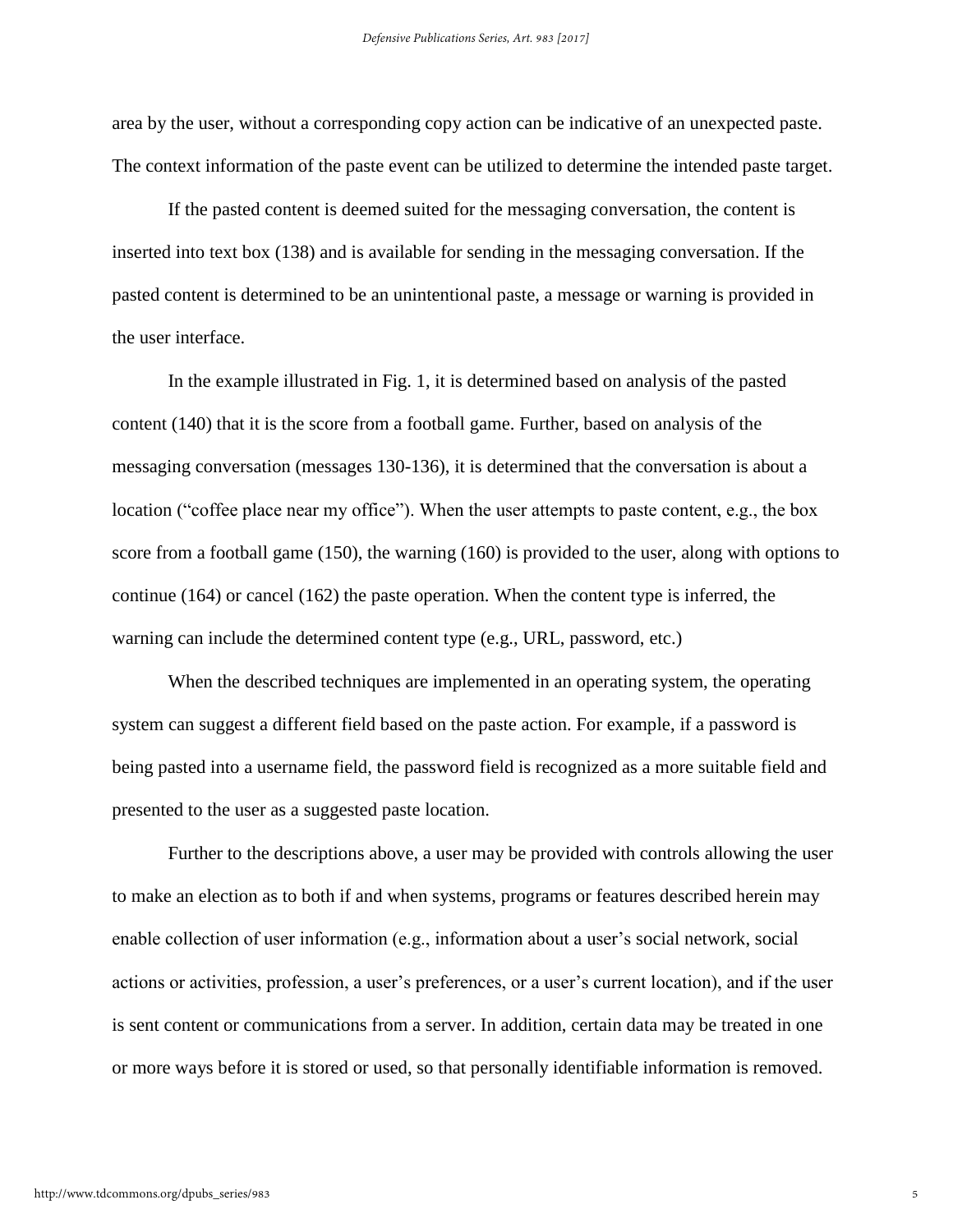area by the user, without a corresponding copy action can be indicative of an unexpected paste. The context information of the paste event can be utilized to determine the intended paste target.

If the pasted content is deemed suited for the messaging conversation, the content is inserted into text box (138) and is available for sending in the messaging conversation. If the pasted content is determined to be an unintentional paste, a message or warning is provided in the user interface.

In the example illustrated in Fig. 1, it is determined based on analysis of the pasted content (140) that it is the score from a football game. Further, based on analysis of the messaging conversation (messages 130-136), it is determined that the conversation is about a location ("coffee place near my office"). When the user attempts to paste content, e.g., the box score from a football game (150), the warning (160) is provided to the user, along with options to continue (164) or cancel (162) the paste operation. When the content type is inferred, the warning can include the determined content type (e.g., URL, password, etc.)

When the described techniques are implemented in an operating system, the operating system can suggest a different field based on the paste action. For example, if a password is being pasted into a username field, the password field is recognized as a more suitable field and presented to the user as a suggested paste location.

Further to the descriptions above, a user may be provided with controls allowing the user to make an election as to both if and when systems, programs or features described herein may enable collection of user information (e.g., information about a user's social network, social actions or activities, profession, a user's preferences, or a user's current location), and if the user is sent content or communications from a server. In addition, certain data may be treated in one or more ways before it is stored or used, so that personally identifiable information is removed.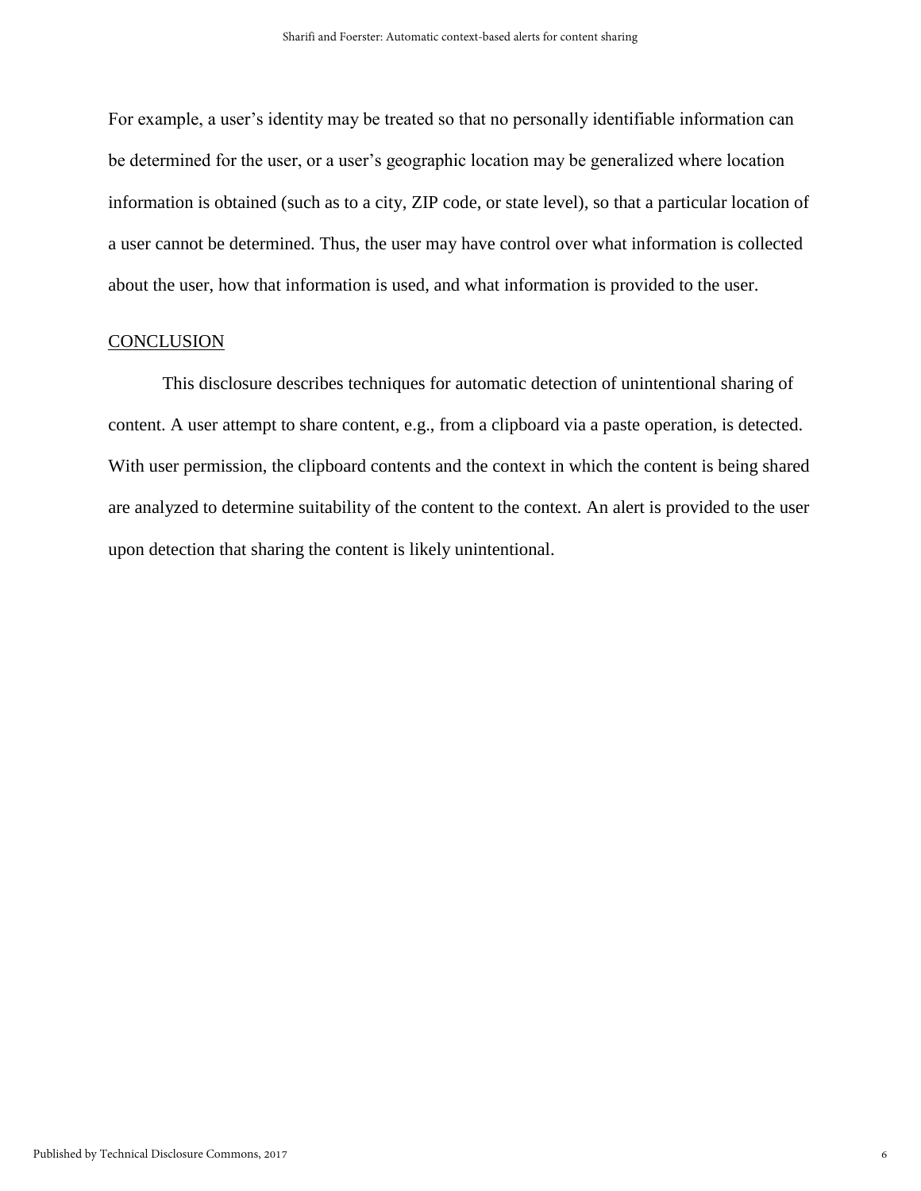For example, a user's identity may be treated so that no personally identifiable information can be determined for the user, or a user's geographic location may be generalized where location information is obtained (such as to a city, ZIP code, or state level), so that a particular location of a user cannot be determined. Thus, the user may have control over what information is collected about the user, how that information is used, and what information is provided to the user.

## CONCLUSION

This disclosure describes techniques for automatic detection of unintentional sharing of content. A user attempt to share content, e.g., from a clipboard via a paste operation, is detected. With user permission, the clipboard contents and the context in which the content is being shared are analyzed to determine suitability of the content to the context. An alert is provided to the user upon detection that sharing the content is likely unintentional.